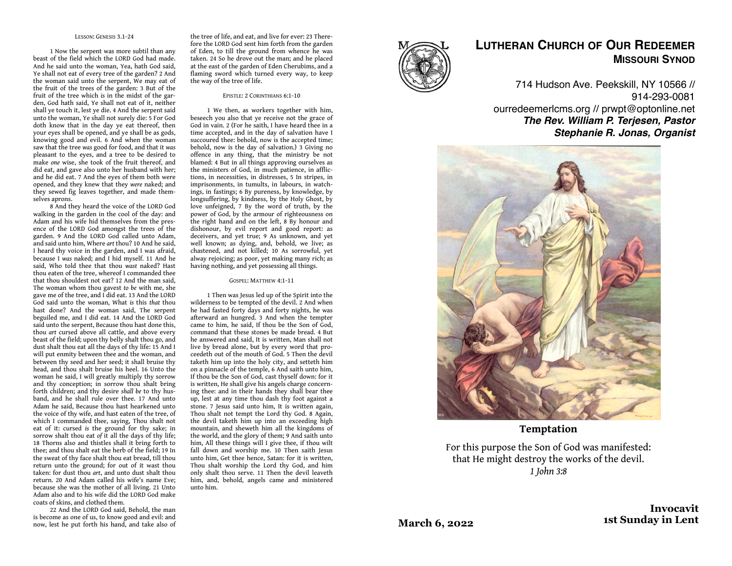##### LESSON: GENESIS 3.1-24

1 Now the serpent was more subtil than any beast of the field which the LORD God had made. And he said unto the woman, Yea, hath God said, Ye shall not eat of every tree of the garden? 2 And the woman said unto the serpent, We may eat of the fruit of the trees of the garden: 3 But of the fruit of the tree which *is* in the midst of the garden, God hath said, Ye shall not eat of it, neither shall ye touch it, lest ye die. 4 And the serpent said unto the woman, Ye shall not surely die: 5 For God doth know that in the day ye eat thereof, then your eyes shall be opened, and ye shall be as gods, knowing good and evil. 6 And when the woman saw that the tree *was* good for food, and that it *was* pleasant to the eyes, and a tree to be desired to make *one* wise, she took of the fruit thereof, and did eat, and gave also unto her husband with her; and he did eat. 7 And the eyes of them both were opened, and they knew that they *were* naked; and they sewed fig leaves together, and made themselves aprons.

8 And they heard the voice of the LORD God walking in the garden in the cool of the day: and Adam and his wife hid themselves from the presence of the LORD God amongst the trees of the garden. 9 And the LORD God called unto Adam, and said unto him, Where *art* thou? 10 And he said, I heard thy voice in the garden, and I was afraid, because I *was* naked; and I hid myself. 11 And he said, Who told thee that thou *wast* naked? Hast thou eaten of the tree, whereof I commanded thee that thou shouldest not eat? 12 And the man said, The woman whom thou gavest *to be* with me, she gave me of the tree, and I did eat. 13 And the LORD God said unto the woman, What *is* this *that* thou hast done? And the woman said, The serpent beguiled me, and I did eat. 14 And the LORD God said unto the serpent, Because thou hast done this, thou *art* cursed above all cattle, and above every beast of the field; upon thy belly shalt thou go, and dust shalt thou eat all the days of thy life: 15 And I will put enmity between thee and the woman, and between thy seed and her seed; it shall bruise thy head, and thou shalt bruise his heel. 16 Unto the woman he said, I will greatly multiply thy sorrow and thy conception; in sorrow thou shalt bring forth children; and thy desire *shall be* to thy husband, and he shall rule over thee. 17 And unto Adam he said, Because thou hast hearkened unto the voice of thy wife, and hast eaten of the tree, of which I commanded thee, saying, Thou shalt not eat of it: cursed *is* the ground for thy sake; in sorrow shalt thou eat *of* it all the days of thy life; 18 Thorns also and thistles shall it bring forth to thee; and thou shalt eat the herb of the field; 19 In the sweat of thy face shalt thou eat bread, till thou return unto the ground; for out of it wast thou taken: for dust thou *art*, and unto dust shalt thou return. 20 And Adam called his wife's name Eve; because she was the mother of all living. 21 Unto Adam also and to his wife did the LORD God make coats of skins, and clothed them.

22 And the LORD God said, Behold, the man is become as one of us, to know good and evil: and now, lest he put forth his hand, and take also of the tree of life, and eat, and live for ever: 23 Therefore the LORD God sent him forth from the garden of Eden, to till the ground from whence he was taken. 24 So he drove out the man; and he placed at the east of the garden of Eden Cherubims, and a flaming sword which turned every way, to keep the way of the tree of life.

##### EPISTLE: 2 CORINTHIANS 6:1-10

1 We then, as workers together with him, beseech you also that ye receive not the grace of God in vain. 2 (For he saith, I have heard thee in a time accepted, and in the day of salvation have I succoured thee: behold, now is the accepted time; behold, now is the day of salvation.) 3 Giving no offence in any thing, that the ministry be not blamed: 4 But in all things approving ourselves as the ministers of God, in much patience, in afflictions, in necessities, in distresses, 5 In stripes, in imprisonments, in tumults, in labours, in watchings, in fastings; 6 By pureness, by knowledge, by longsuffering, by kindness, by the Holy Ghost, by love unfeigned, 7 By the word of truth, by the power of God, by the armour of righteousness on the right hand and on the left, 8 By honour and dishonour, by evil report and good report: as deceivers, and yet true; 9 As unknown, and yet well known; as dying, and, behold, we live; as chastened, and not killed; 10 As sorrowful, yet alway rejoicing; as poor, yet making many rich; as having nothing, and yet possessing all things.

##### GOSPEL: MATTHEW 4:1-11

1 Then was Jesus led up of the Spirit into the wilderness to be tempted of the devil. 2 And when he had fasted forty days and forty nights, he was afterward an hungred. 3 And when the tempter came to him, he said, If thou be the Son of God, command that these stones be made bread. 4 But he answered and said, It is written, Man shall not live by bread alone, but by every word that proceedeth out of the mouth of God. 5 Then the devil taketh him up into the holy city, and setteth him on a pinnacle of the temple, 6 And saith unto him, If thou be the Son of God, cast thyself down: for it is written, He shall give his angels charge concerning thee: and in their hands they shall bear thee up, lest at any time thou dash thy foot against a stone. 7 Jesus said unto him, It is written again, Thou shalt not tempt the Lord thy God. 8 Again, the devil taketh him up into an exceeding high mountain, and sheweth him all the kingdoms of the world, and the glory of them; 9 And saith unto him, All these things will I give thee, if thou wilt fall down and worship me. 10 Then saith Jesus unto him, Get thee hence, Satan: for it is written, Thou shalt worship the Lord thy God, and him only shalt thou serve. 11 Then the devil leaveth him, and, behold, angels came and ministered unto him.

# LUTHERAN CHURCH OF OUR REDEEMER
## MISSOURI SYNOD

714 Hudson Ave. Peekskill, NY 10566 // 914-293-0081
ourredeemerlcms.org // prwpt@optonline.net
***The Rev. William P. Terjesen, Pastor***
***Stephanie R. Jonas, Organist***

**Temptation**

For this purpose the Son of God was manifested: that He might destroy the works of the devil.
*1 John 3:8*

**March 6, 2022**

**Invocavit**
**1st Sunday in Lent**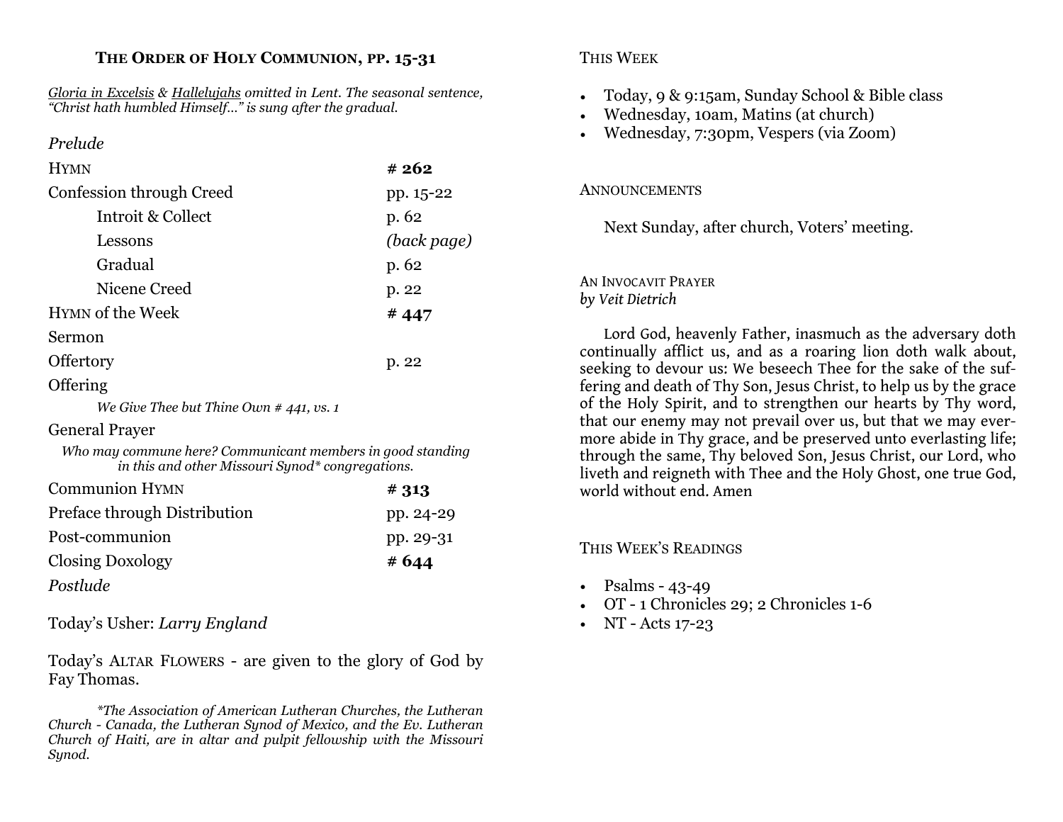## The Order of Holy Communion, pp. 15-31

*Gloria in Excelsis & Hallelujahs omitted in Lent. The seasonal sentence, "Christ hath humbled Himself..." is sung after the gradual.*

| | |
|---|---|
| *Prelude* | |
| Hymn | **# 262** |
| Confession through Creed | pp. 15-22 |
| Introit & Collect | p. 62 |
| Lessons | *(back page)* |
| Gradual | p. 62 |
| Nicene Creed | p. 22 |
| Hymn of the Week | **# 447** |
| Sermon | |
| Offertory | p. 22 |
| Offering | |

*We Give Thee but Thine Own # 441, vs. 1*

General Prayer

*Who may commune here? Communicant members in good standing in this and other Missouri Synod* congregations.*

| | |
|---|---|
| Communion Hymn | **# 313** |
| Preface through Distribution | pp. 24-29 |
| Post-communion | pp. 29-31 |
| Closing Doxology | **# 644** |
| *Postlude* | |

Today's Usher: *Larry England*

Today's Altar Flowers - are given to the glory of God by Fay Thomas.

**The Association of American Lutheran Churches, the Lutheran Church - Canada, the Lutheran Synod of Mexico, and the Ev. Lutheran Church of Haiti, are in altar and pulpit fellowship with the Missouri Synod.*

## This Week

- Today, 9 & 9:15am, Sunday School & Bible class
- Wednesday, 10am, Matins (at church)
- Wednesday, 7:30pm, Vespers (via Zoom)

## Announcements

Next Sunday, after church, Voters' meeting.

## An Invocavit Prayer

*by Veit Dietrich*

Lord God, heavenly Father, inasmuch as the adversary doth continually afflict us, and as a roaring lion doth walk about, seeking to devour us: We beseech Thee for the sake of the suffering and death of Thy Son, Jesus Christ, to help us by the grace of the Holy Spirit, and to strengthen our hearts by Thy word, that our enemy may not prevail over us, but that we may evermore abide in Thy grace, and be preserved unto everlasting life; through the same, Thy beloved Son, Jesus Christ, our Lord, who liveth and reigneth with Thee and the Holy Ghost, one true God, world without end. Amen

## This Week's Readings

- Psalms - 43-49
- OT - 1 Chronicles 29; 2 Chronicles 1-6
- NT - Acts 17-23